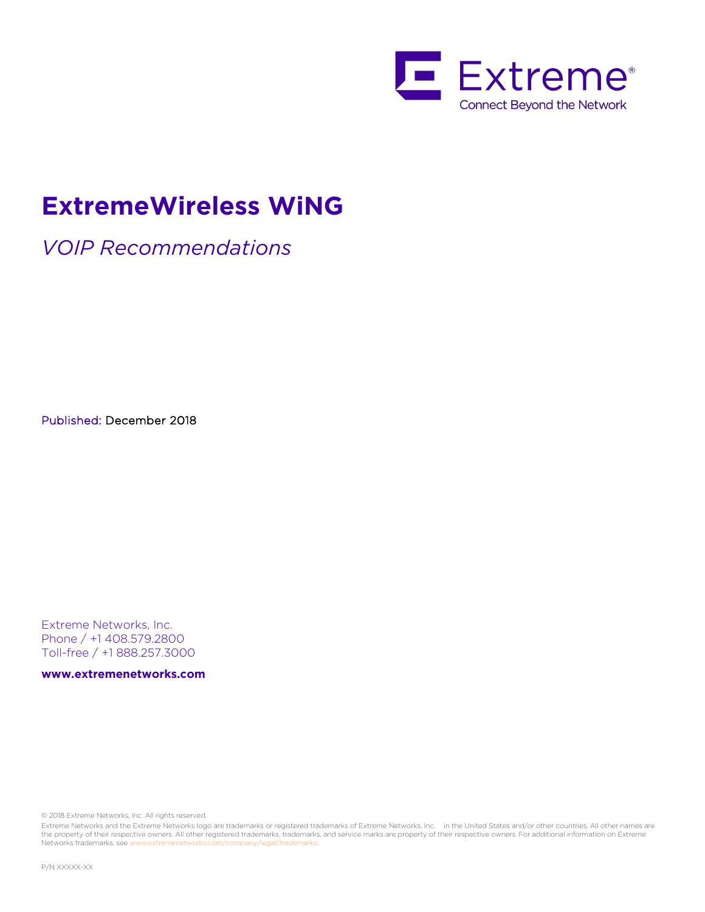Extreme

Connect Beyond the Network

# ExtremeWireless WiNG

*VOIP Recommendations*

Published: December 2018

Extreme Networks, Inc.
Phone / +1 408.579.2800
Toll-free / +1 888.257.3000

**www.extremenetworks.com**

© 2018 Extreme Networks, Inc. All rights reserved.

Extreme Networks and the Extreme Networks logo are trademarks or registered trademarks of Extreme Networks, Inc. in the United States and/or other countries. All other names are the property of their respective owners. All other registered trademarks, trademarks, and service marks are property of their respective owners. For additional information on Extreme Networks trademarks, see www.extremenetworks.com/company/legal/trademarks.

P/N XXXXX-XX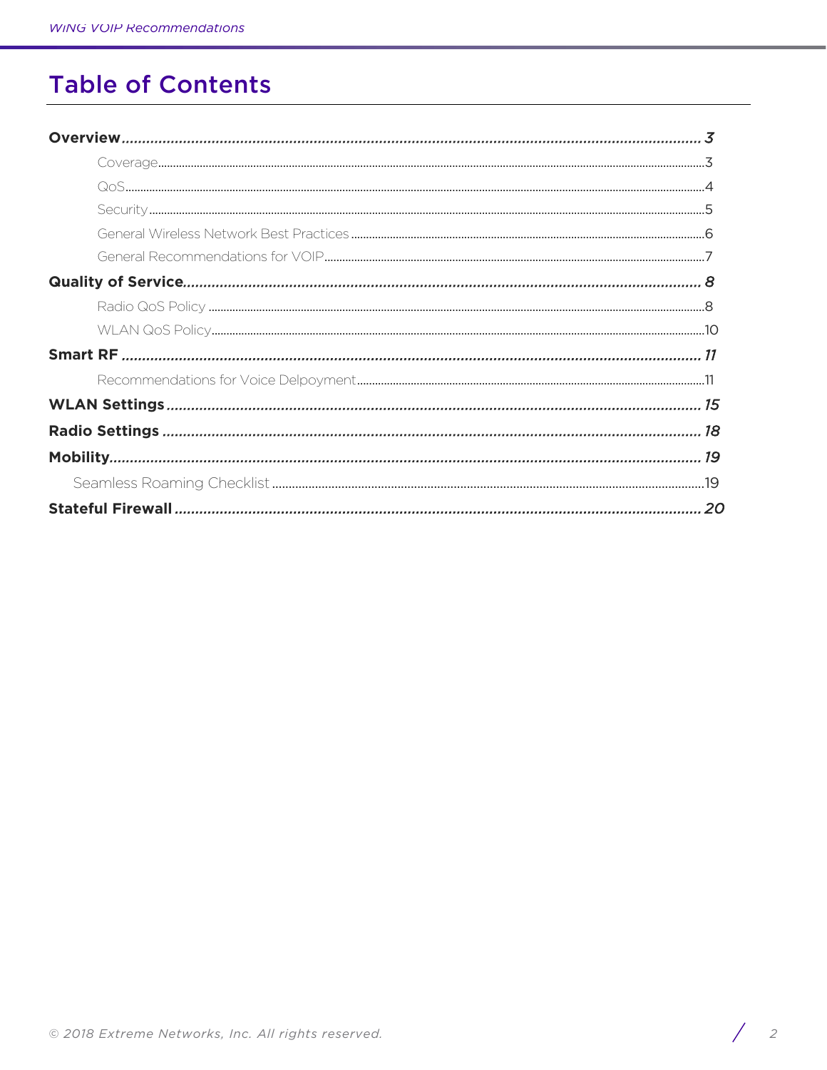# Table of Contents

**Overview** ........................................................ *3*

- Coverage ........................................................ 3
- QoS ........................................................ 4
- Security ........................................................ 5
- General Wireless Network Best Practices ........................................................ 6
- General Recommendations for VOIP ........................................................ 7

**Quality of Service** ........................................................ *8*

- Radio QoS Policy ........................................................ 8
- WLAN QoS Policy ........................................................ 10

**Smart RF** ........................................................ *11*

- Recommendations for Voice Delpoyment ........................................................ 11

**WLAN Settings** ........................................................ *15*

**Radio Settings** ........................................................ *18*

**Mobility** ........................................................ *19*

- Seamless Roaming Checklist ........................................................ 19

**Stateful Firewall** ........................................................ *20*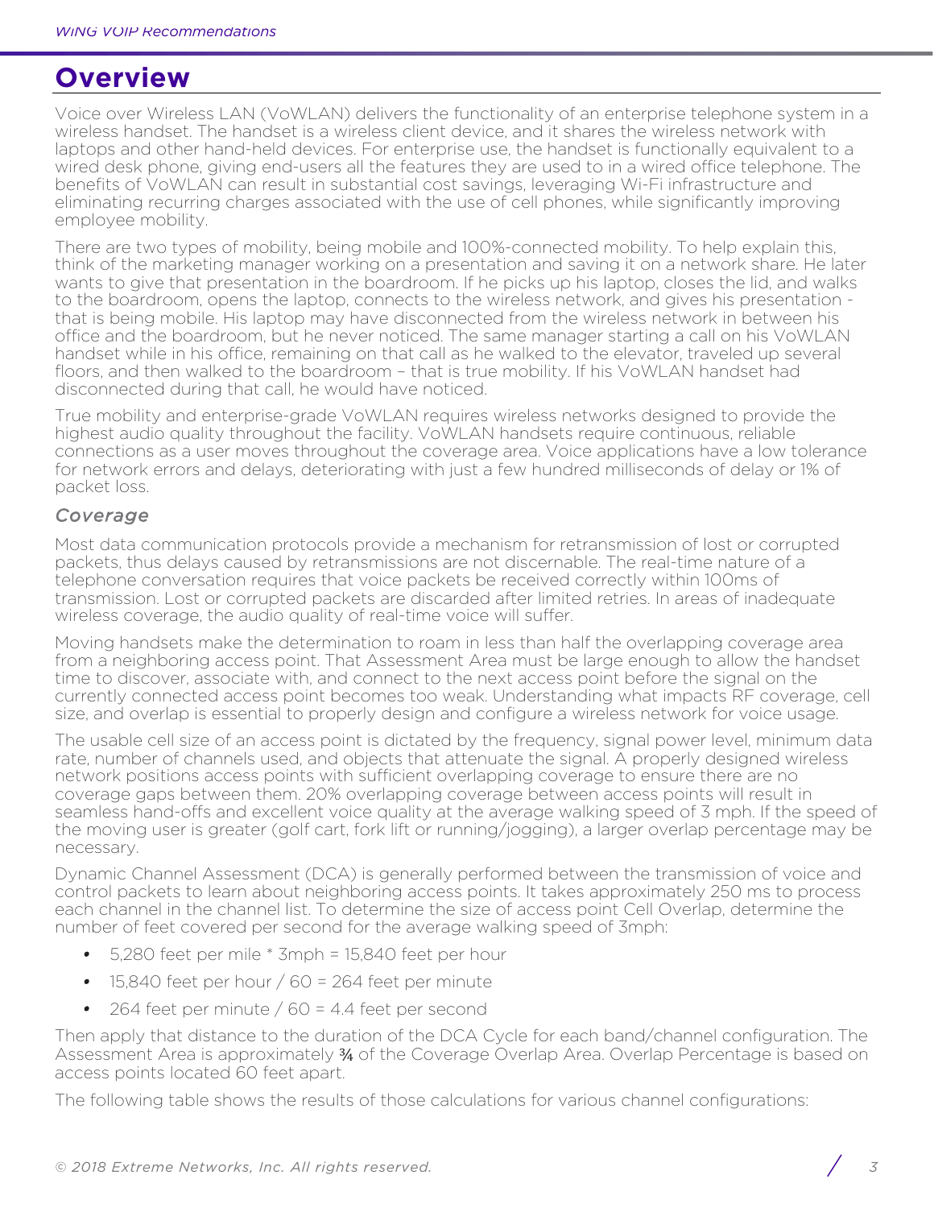# Overview

Voice over Wireless LAN (VoWLAN) delivers the functionality of an enterprise telephone system in a wireless handset. The handset is a wireless client device, and it shares the wireless network with laptops and other hand-held devices. For enterprise use, the handset is functionally equivalent to a wired desk phone, giving end-users all the features they are used to in a wired office telephone. The benefits of VoWLAN can result in substantial cost savings, leveraging Wi-Fi infrastructure and eliminating recurring charges associated with the use of cell phones, while significantly improving employee mobility.

There are two types of mobility, being mobile and 100%-connected mobility. To help explain this, think of the marketing manager working on a presentation and saving it on a network share. He later wants to give that presentation in the boardroom. If he picks up his laptop, closes the lid, and walks to the boardroom, opens the laptop, connects to the wireless network, and gives his presentation - that is being mobile. His laptop may have disconnected from the wireless network in between his office and the boardroom, but he never noticed. The same manager starting a call on his VoWLAN handset while in his office, remaining on that call as he walked to the elevator, traveled up several floors, and then walked to the boardroom – that is true mobility. If his VoWLAN handset had disconnected during that call, he would have noticed.

True mobility and enterprise-grade VoWLAN requires wireless networks designed to provide the highest audio quality throughout the facility. VoWLAN handsets require continuous, reliable connections as a user moves throughout the coverage area. Voice applications have a low tolerance for network errors and delays, deteriorating with just a few hundred milliseconds of delay or 1% of packet loss.

### *Coverage*

Most data communication protocols provide a mechanism for retransmission of lost or corrupted packets, thus delays caused by retransmissions are not discernable. The real-time nature of a telephone conversation requires that voice packets be received correctly within 100ms of transmission. Lost or corrupted packets are discarded after limited retries. In areas of inadequate wireless coverage, the audio quality of real-time voice will suffer.

Moving handsets make the determination to roam in less than half the overlapping coverage area from a neighboring access point. That Assessment Area must be large enough to allow the handset time to discover, associate with, and connect to the next access point before the signal on the currently connected access point becomes too weak. Understanding what impacts RF coverage, cell size, and overlap is essential to properly design and configure a wireless network for voice usage.

The usable cell size of an access point is dictated by the frequency, signal power level, minimum data rate, number of channels used, and objects that attenuate the signal. A properly designed wireless network positions access points with sufficient overlapping coverage to ensure there are no coverage gaps between them. 20% overlapping coverage between access points will result in seamless hand-offs and excellent voice quality at the average walking speed of 3 mph. If the speed of the moving user is greater (golf cart, fork lift or running/jogging), a larger overlap percentage may be necessary.

Dynamic Channel Assessment (DCA) is generally performed between the transmission of voice and control packets to learn about neighboring access points. It takes approximately 250 ms to process each channel in the channel list. To determine the size of access point Cell Overlap, determine the number of feet covered per second for the average walking speed of 3mph:

- 5,280 feet per mile * 3mph = 15,840 feet per hour
- 15,840 feet per hour / 60 = 264 feet per minute
- 264 feet per minute / 60 = 4.4 feet per second

Then apply that distance to the duration of the DCA Cycle for each band/channel configuration. The Assessment Area is approximately ¾ of the Coverage Overlap Area. Overlap Percentage is based on access points located 60 feet apart.

The following table shows the results of those calculations for various channel configurations: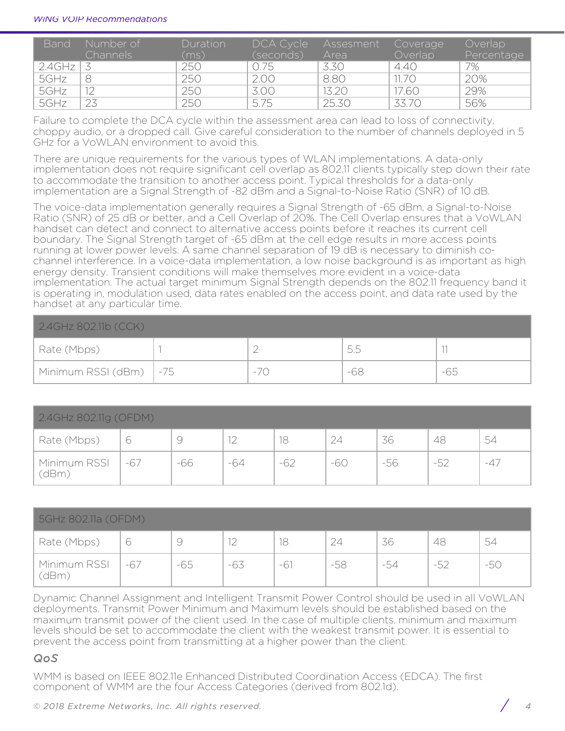| Band | Number of Channels | Duration (ms) | DCA Cycle (seconds) | Assesment Area | Coverage Overlap | Overlap Percentage |
|---|---|---|---|---|---|---|
| 2.4GHz | 3 | 250 | 0.75 | 3.30 | 4.40 | 7% |
| 5GHz | 8 | 250 | 2.00 | 8.80 | 11.70 | 20% |
| 5GHz | 12 | 250 | 3.00 | 13.20 | 17.60 | 29% |
| 5GHz | 23 | 250 | 5.75 | 25.30 | 33.70 | 56% |

Failure to complete the DCA cycle within the assessment area can lead to loss of connectivity, choppy audio, or a dropped call. Give careful consideration to the number of channels deployed in 5 GHz for a VoWLAN environment to avoid this.

There are unique requirements for the various types of WLAN implementations. A data-only implementation does not require significant cell overlap as 802.11 clients typically step down their rate to accommodate the transition to another access point. Typical thresholds for a data-only implementation are a Signal Strength of -82 dBm and a Signal-to-Noise Ratio (SNR) of 10 dB.

The voice-data implementation generally requires a Signal Strength of -65 dBm, a Signal-to-Noise Ratio (SNR) of 25 dB or better, and a Cell Overlap of 20%. The Cell Overlap ensures that a VoWLAN handset can detect and connect to alternative access points before it reaches its current cell boundary. The Signal Strength target of -65 dBm at the cell edge results in more access points running at lower power levels. A same channel separation of 19 dB is necessary to diminish co-channel interference. In a voice-data implementation, a low noise background is as important as high energy density. Transient conditions will make themselves more evident in a voice-data implementation. The actual target minimum Signal Strength depends on the 802.11 frequency band it is operating in, modulation used, data rates enabled on the access point, and data rate used by the handset at any particular time.

| 2.4GHz 802.11b (CCK) | | | | |
|---|---|---|---|---|
| Rate (Mbps) | 1 | 2 | 5.5 | 11 |
| Minimum RSSI (dBm) | -75 | -70 | -68 | -65 |

| 2.4GHz 802.11g (OFDM) | | | | | | | | |
|---|---|---|---|---|---|---|---|---|
| Rate (Mbps) | 6 | 9 | 12 | 18 | 24 | 36 | 48 | 54 |
| Minimum RSSI (dBm) | -67 | -66 | -64 | -62 | -60 | -56 | -52 | -47 |

| 5GHz 802.11a (OFDM) | | | | | | | | |
|---|---|---|---|---|---|---|---|---|
| Rate (Mbps) | 6 | 9 | 12 | 18 | 24 | 36 | 48 | 54 |
| Minimum RSSI (dBm) | -67 | -65 | -63 | -61 | -58 | -54 | -52 | -50 |

Dynamic Channel Assignment and Intelligent Transmit Power Control should be used in all VoWLAN deployments. Transmit Power Minimum and Maximum levels should be established based on the maximum transmit power of the client used. In the case of multiple clients, minimum and maximum levels should be set to accommodate the client with the weakest transmit power. It is essential to prevent the access point from transmitting at a higher power than the client.

### *QoS*

WMM is based on IEEE 802.11e Enhanced Distributed Coordination Access (EDCA). The first component of WMM are the four Access Categories (derived from 802.1d).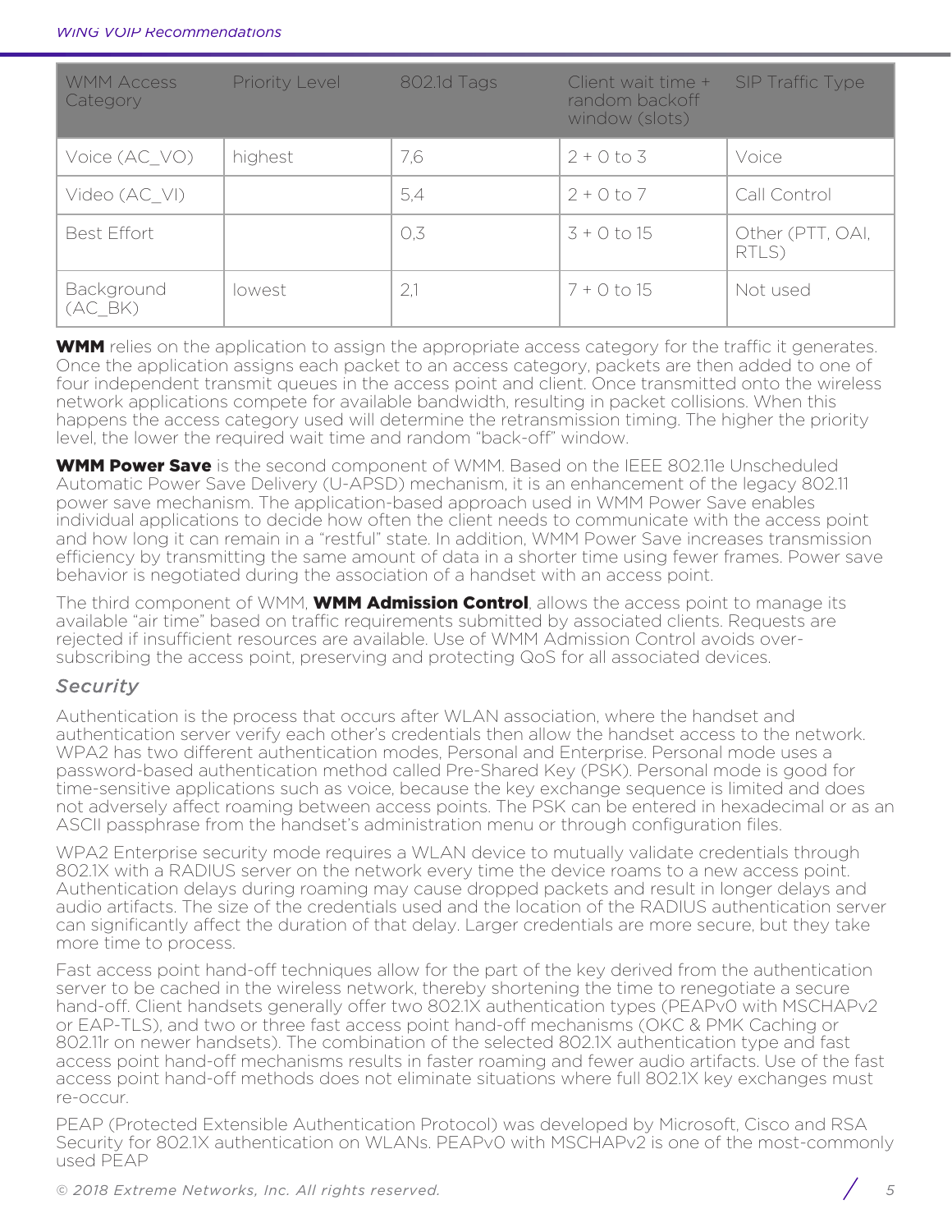| WMM Access Category | Priority Level | 802.1d Tags | Client wait time + random backoff window (slots) | SIP Traffic Type |
|---|---|---|---|---|
| Voice (AC_VO) | highest | 7,6 | 2 + 0 to 3 | Voice |
| Video (AC_VI) | | 5,4 | 2 + 0 to 7 | Call Control |
| Best Effort | | 0,3 | 3 + 0 to 15 | Other (PTT, OAI, RTLS) |
| Background (AC_BK) | lowest | 2,1 | 7 + 0 to 15 | Not used |

**WMM** relies on the application to assign the appropriate access category for the traffic it generates. Once the application assigns each packet to an access category, packets are then added to one of four independent transmit queues in the access point and client. Once transmitted onto the wireless network applications compete for available bandwidth, resulting in packet collisions. When this happens the access category used will determine the retransmission timing. The higher the priority level, the lower the required wait time and random "back-off" window.

**WMM Power Save** is the second component of WMM. Based on the IEEE 802.11e Unscheduled Automatic Power Save Delivery (U-APSD) mechanism, it is an enhancement of the legacy 802.11 power save mechanism. The application-based approach used in WMM Power Save enables individual applications to decide how often the client needs to communicate with the access point and how long it can remain in a "restful" state. In addition, WMM Power Save increases transmission efficiency by transmitting the same amount of data in a shorter time using fewer frames. Power save behavior is negotiated during the association of a handset with an access point.

The third component of WMM, **WMM Admission Control**, allows the access point to manage its available "air time" based on traffic requirements submitted by associated clients. Requests are rejected if insufficient resources are available. Use of WMM Admission Control avoids over-subscribing the access point, preserving and protecting QoS for all associated devices.

### *Security*

Authentication is the process that occurs after WLAN association, where the handset and authentication server verify each other's credentials then allow the handset access to the network. WPA2 has two different authentication modes, Personal and Enterprise. Personal mode uses a password-based authentication method called Pre-Shared Key (PSK). Personal mode is good for time-sensitive applications such as voice, because the key exchange sequence is limited and does not adversely affect roaming between access points. The PSK can be entered in hexadecimal or as an ASCII passphrase from the handset's administration menu or through configuration files.

WPA2 Enterprise security mode requires a WLAN device to mutually validate credentials through 802.1X with a RADIUS server on the network every time the device roams to a new access point. Authentication delays during roaming may cause dropped packets and result in longer delays and audio artifacts. The size of the credentials used and the location of the RADIUS authentication server can significantly affect the duration of that delay. Larger credentials are more secure, but they take more time to process.

Fast access point hand-off techniques allow for the part of the key derived from the authentication server to be cached in the wireless network, thereby shortening the time to renegotiate a secure hand-off. Client handsets generally offer two 802.1X authentication types (PEAPv0 with MSCHAPv2 or EAP-TLS), and two or three fast access point hand-off mechanisms (OKC & PMK Caching or 802.11r on newer handsets). The combination of the selected 802.1X authentication type and fast access point hand-off mechanisms results in faster roaming and fewer audio artifacts. Use of the fast access point hand-off methods does not eliminate situations where full 802.1X key exchanges must re-occur.

PEAP (Protected Extensible Authentication Protocol) was developed by Microsoft, Cisco and RSA Security for 802.1X authentication on WLANs. PEAPv0 with MSCHAPv2 is one of the most-commonly used PEAP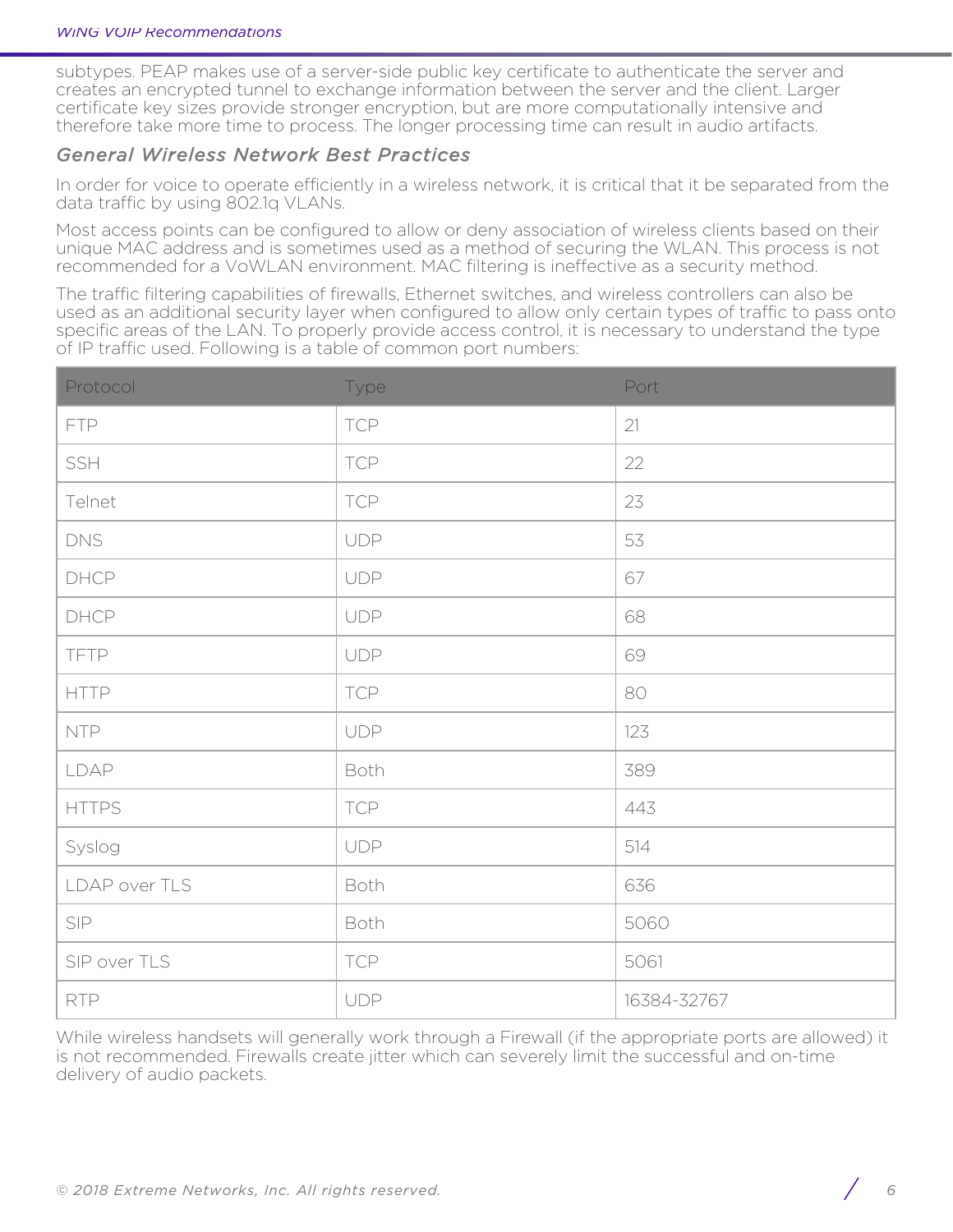subtypes. PEAP makes use of a server-side public key certificate to authenticate the server and creates an encrypted tunnel to exchange information between the server and the client. Larger certificate key sizes provide stronger encryption, but are more computationally intensive and therefore take more time to process. The longer processing time can result in audio artifacts.

### *General Wireless Network Best Practices*

In order for voice to operate efficiently in a wireless network, it is critical that it be separated from the data traffic by using 802.1q VLANs.

Most access points can be configured to allow or deny association of wireless clients based on their unique MAC address and is sometimes used as a method of securing the WLAN. This process is not recommended for a VoWLAN environment. MAC filtering is ineffective as a security method.

The traffic filtering capabilities of firewalls, Ethernet switches, and wireless controllers can also be used as an additional security layer when configured to allow only certain types of traffic to pass onto specific areas of the LAN. To properly provide access control, it is necessary to understand the type of IP traffic used. Following is a table of common port numbers:

| Protocol | Type | Port |
|---|---|---|
| FTP | TCP | 21 |
| SSH | TCP | 22 |
| Telnet | TCP | 23 |
| DNS | UDP | 53 |
| DHCP | UDP | 67 |
| DHCP | UDP | 68 |
| TFTP | UDP | 69 |
| HTTP | TCP | 80 |
| NTP | UDP | 123 |
| LDAP | Both | 389 |
| HTTPS | TCP | 443 |
| Syslog | UDP | 514 |
| LDAP over TLS | Both | 636 |
| SIP | Both | 5060 |
| SIP over TLS | TCP | 5061 |
| RTP | UDP | 16384-32767 |

While wireless handsets will generally work through a Firewall (if the appropriate ports are allowed) it is not recommended. Firewalls create jitter which can severely limit the successful and on-time delivery of audio packets.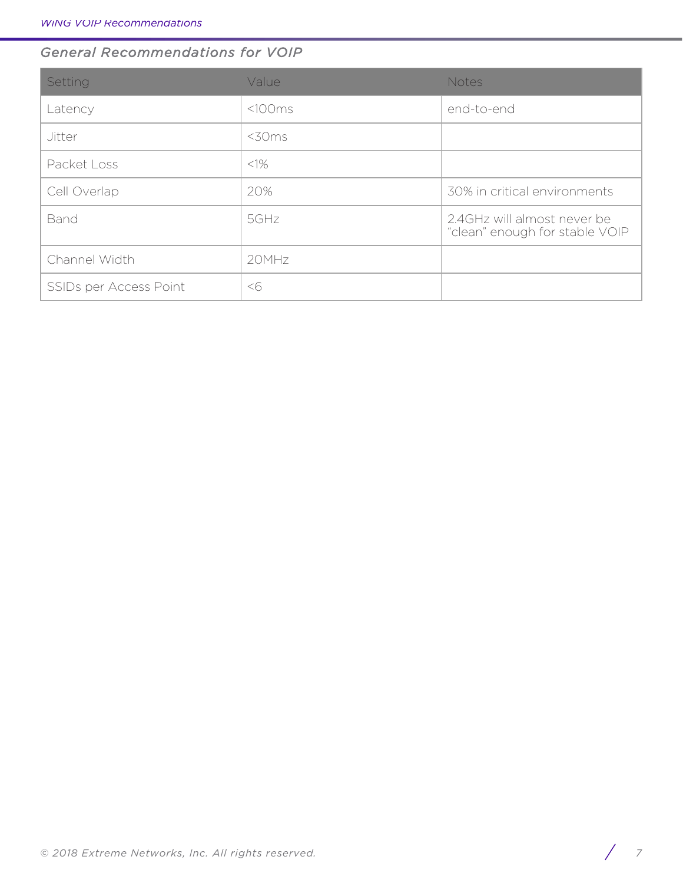### General Recommendations for VOIP

| Setting | Value | Notes |
| --- | --- | --- |
| Latency | <100ms | end-to-end |
| Jitter | <30ms | |
| Packet Loss | <1% | |
| Cell Overlap | 20% | 30% in critical environments |
| Band | 5GHz | 2.4GHz will almost never be "clean" enough for stable VOIP |
| Channel Width | 20MHz | |
| SSIDs per Access Point | <6 | |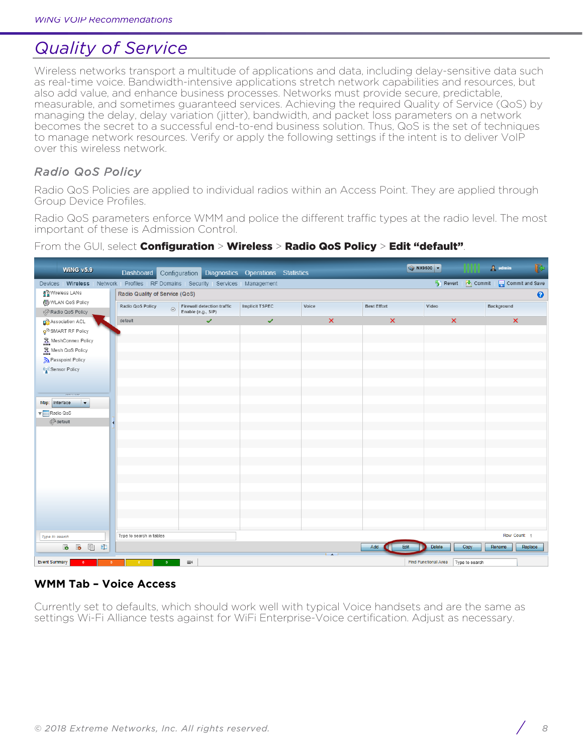# Quality of Service

Wireless networks transport a multitude of applications and data, including delay-sensitive data such as real-time voice. Bandwidth-intensive applications stretch network capabilities and resources, but also add value, and enhance business processes. Networks must provide secure, predictable, measurable, and sometimes guaranteed services. Achieving the required Quality of Service (QoS) by managing the delay, delay variation (jitter), bandwidth, and packet loss parameters on a network becomes the secret to a successful end-to-end business solution. Thus, QoS is the set of techniques to manage network resources. Verify or apply the following settings if the intent is to deliver VoIP over this wireless network.

## Radio QoS Policy

Radio QoS Policies are applied to individual radios within an Access Point. They are applied through Group Device Profiles.

Radio QoS parameters enforce WMM and police the different traffic types at the radio level. The most important of these is Admission Control.

From the GUI, select **Configuration** > **Wireless** > **Radio QoS Policy** > **Edit "default"**.

**WMM Tab – Voice Access**

Currently set to defaults, which should work well with typical Voice handsets and are the same as settings Wi-Fi Alliance tests against for WiFi Enterprise-Voice certification. Adjust as necessary.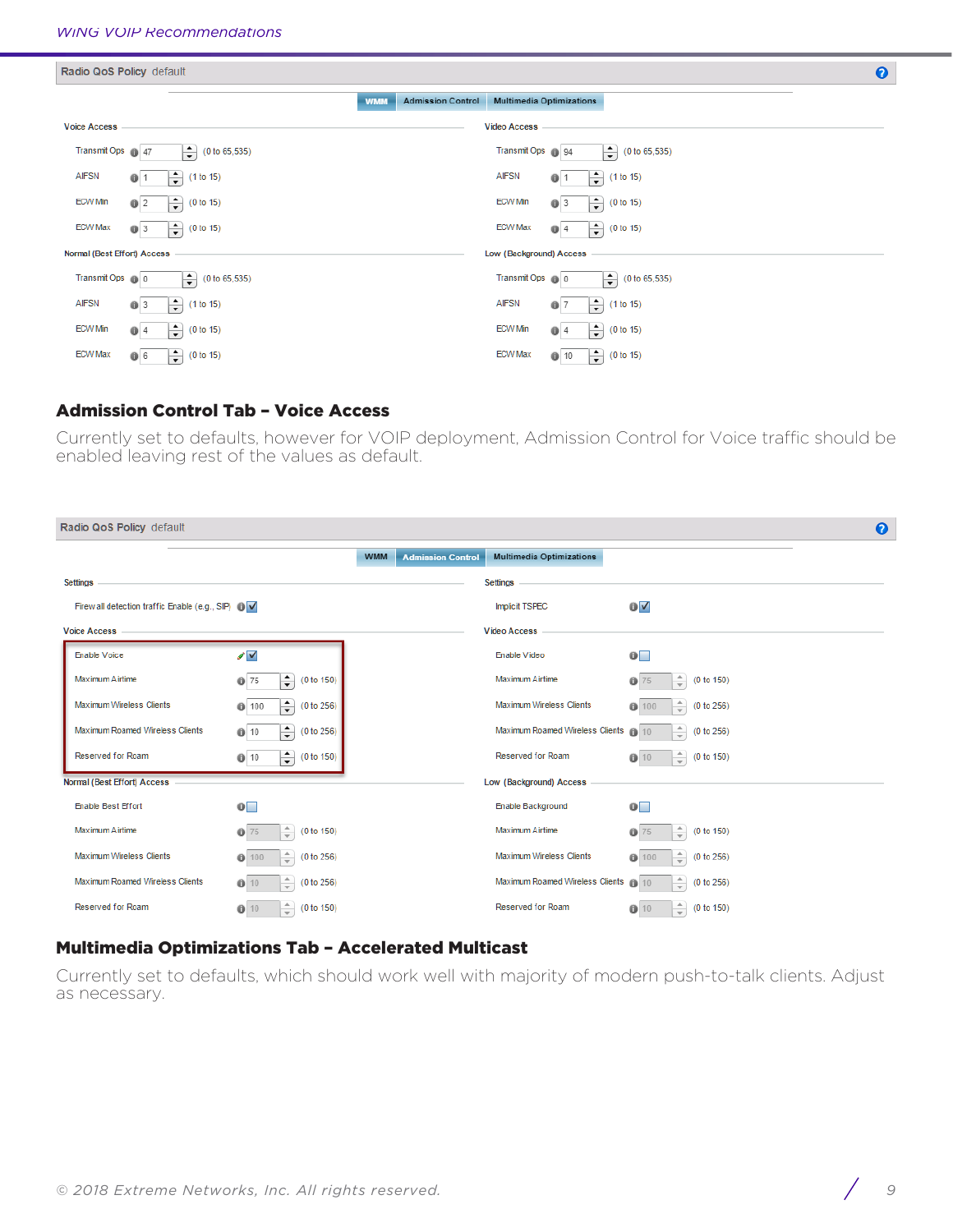**Radio QoS Policy** default

WMM | Admission Control | Multimedia Optimizations

**Voice Access**

| Setting | Value | Range |
|---|---|---|
| Transmit Ops | 47 | (0 to 65,535) |
| AIFSN | 1 | (1 to 15) |
| ECW Min | 2 | (0 to 15) |
| ECW Max | 3 | (0 to 15) |

**Video Access**

| Setting | Value | Range |
|---|---|---|
| Transmit Ops | 94 | (0 to 65,535) |
| AIFSN | 1 | (1 to 15) |
| ECW Min | 3 | (0 to 15) |
| ECW Max | 4 | (0 to 15) |

**Normal (Best Effort) Access**

| Setting | Value | Range |
|---|---|---|
| Transmit Ops | 0 | (0 to 65,535) |
| AIFSN | 3 | (1 to 15) |
| ECW Min | 4 | (0 to 15) |
| ECW Max | 6 | (0 to 15) |

**Low (Background) Access**

| Setting | Value | Range |
|---|---|---|
| Transmit Ops | 0 | (0 to 65,535) |
| AIFSN | 7 | (1 to 15) |
| ECW Min | 4 | (0 to 15) |
| ECW Max | 10 | (0 to 15) |

## Admission Control Tab – Voice Access

Currently set to defaults, however for VOIP deployment, Admission Control for Voice traffic should be enabled leaving rest of the values as default.

**Radio QoS Policy** default

WMM | Admission Control | Multimedia Optimizations

**Settings**

- Firewall detection traffic Enable (e.g., SIP): ☑
- Implicit TSPEC: ☑

**Voice Access**

| Setting | Value | Range |
|---|---|---|
| Enable Voice | ☑ | |
| Maximum Airtime | 75 | (0 to 150) |
| Maximum Wireless Clients | 100 | (0 to 256) |
| Maximum Roamed Wireless Clients | 10 | (0 to 256) |
| Reserved for Roam | 10 | (0 to 150) |

**Video Access**

| Setting | Value | Range |
|---|---|---|
| Enable Video | ☐ | |
| Maximum Airtime | 75 | (0 to 150) |
| Maximum Wireless Clients | 100 | (0 to 256) |
| Maximum Roamed Wireless Clients | 10 | (0 to 256) |
| Reserved for Roam | 10 | (0 to 150) |

**Normal (Best Effort) Access**

| Setting | Value | Range |
|---|---|---|
| Enable Best Effort | ☐ | |
| Maximum Airtime | 75 | (0 to 150) |
| Maximum Wireless Clients | 100 | (0 to 256) |
| Maximum Roamed Wireless Clients | 10 | (0 to 256) |
| Reserved for Roam | 10 | (0 to 150) |

**Low (Background) Access**

| Setting | Value | Range |
|---|---|---|
| Enable Background | ☐ | |
| Maximum Airtime | 75 | (0 to 150) |
| Maximum Wireless Clients | 100 | (0 to 256) |
| Maximum Roamed Wireless Clients | 10 | (0 to 256) |
| Reserved for Roam | 10 | (0 to 150) |

## Multimedia Optimizations Tab – Accelerated Multicast

Currently set to defaults, which should work well with majority of modern push-to-talk clients. Adjust as necessary.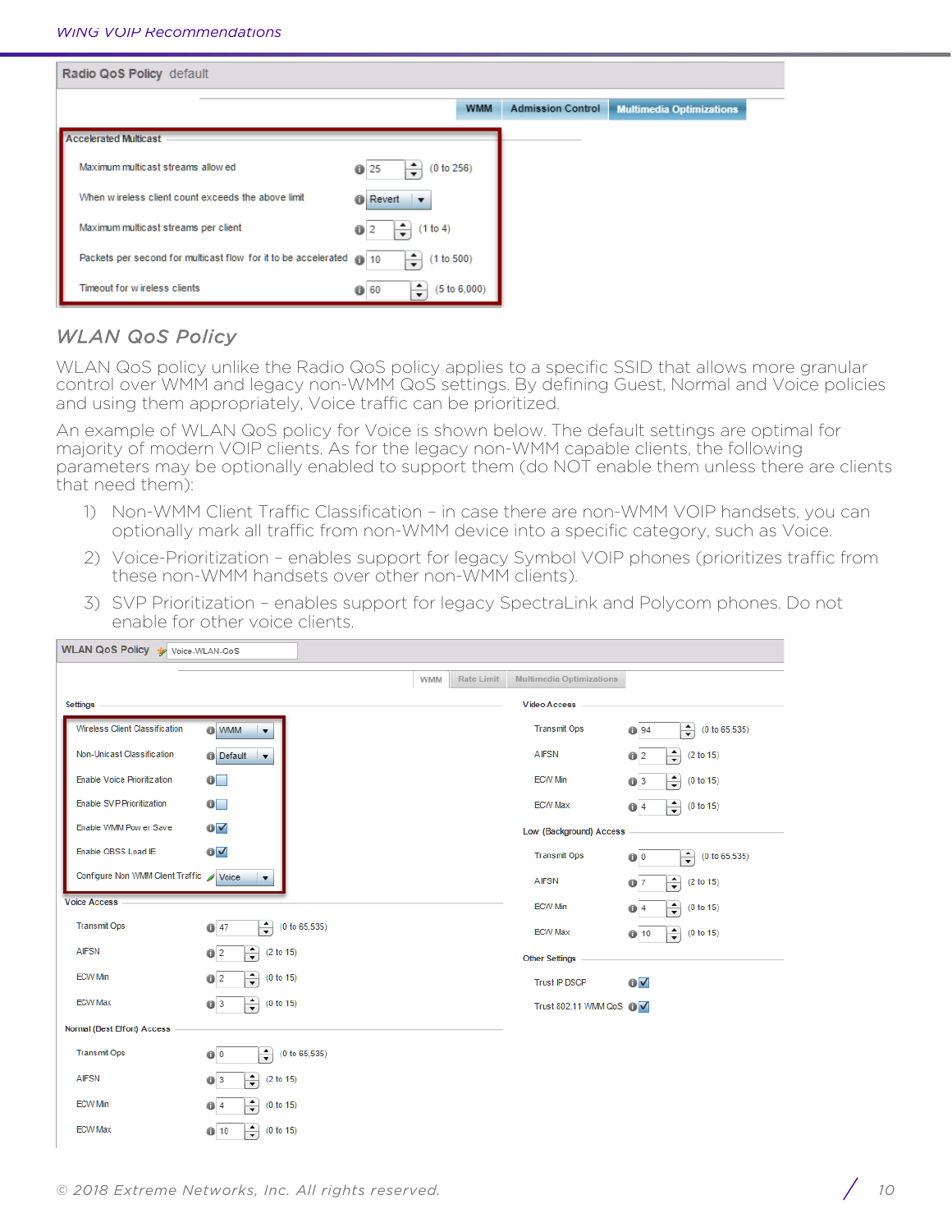**Radio QoS Policy** default

WMM | Admission Control | Multimedia Optimizations

**Accelerated Multicast**

| Setting | Value | Range |
| --- | --- | --- |
| Maximum multicast streams allowed | 25 | (0 to 256) |
| When wireless client count exceeds the above limit | Revert | |
| Maximum multicast streams per client | 2 | (1 to 4) |
| Packets per second for multicast flow for it to be accelerated | 10 | (1 to 500) |
| Timeout for wireless clients | 60 | (5 to 6,000) |

## WLAN QoS Policy

WLAN QoS policy unlike the Radio QoS policy applies to a specific SSID that allows more granular control over WMM and legacy non-WMM QoS settings. By defining Guest, Normal and Voice policies and using them appropriately, Voice traffic can be prioritized.

An example of WLAN QoS policy for Voice is shown below. The default settings are optimal for majority of modern VOIP clients. As for the legacy non-WMM capable clients, the following parameters may be optionally enabled to support them (do NOT enable them unless there are clients that need them):

1) Non-WMM Client Traffic Classification – in case there are non-WMM VOIP handsets, you can optionally mark all traffic from non-WMM device into a specific category, such as Voice.
2) Voice-Prioritization – enables support for legacy Symbol VOIP phones (prioritizes traffic from these non-WMM handsets over other non-WMM clients).
3) SVP Prioritization – enables support for legacy SpectraLink and Polycom phones. Do not enable for other voice clients.

**WLAN QoS Policy** Voice-WLAN-QoS

WMM | Rate Limit | Multimedia Optimizations

**Settings**

| Setting | Value |
| --- | --- |
| Wireless Client Classification | WMM |
| Non-Unicast Classification | Default |
| Enable Voice Prioritization | ☐ |
| Enable SVP Prioritization | ☐ |
| Enable WMM Power Save | ☑ |
| Enable QBSS Load IE | ☑ |
| Configure Non WMM Client Traffic | Voice |

**Voice Access**

| Setting | Value | Range |
| --- | --- | --- |
| Transmit Ops | 47 | (0 to 65,535) |
| AIFSN | 2 | (2 to 15) |
| ECW Min | 2 | (0 to 15) |
| ECW Max | 3 | (0 to 15) |

**Normal (Best Effort) Access**

| Setting | Value | Range |
| --- | --- | --- |
| Transmit Ops | 0 | (0 to 65,535) |
| AIFSN | 3 | (2 to 15) |
| ECW Min | 4 | (0 to 15) |
| ECW Max | 10 | (0 to 15) |

**Video Access**

| Setting | Value | Range |
| --- | --- | --- |
| Transmit Ops | 94 | (0 to 65,535) |
| AIFSN | 2 | (2 to 15) |
| ECW Min | 3 | (0 to 15) |
| ECW Max | 4 | (0 to 15) |

**Low (Background) Access**

| Setting | Value | Range |
| --- | --- | --- |
| Transmit Ops | 0 | (0 to 65,535) |
| AIFSN | 7 | (2 to 15) |
| ECW Min | 4 | (0 to 15) |
| ECW Max | 10 | (0 to 15) |

**Other Settings**

| Setting | Value |
| --- | --- |
| Trust IP DSCP | ☑ |
| Trust 802.11 WMM QoS | ☑ |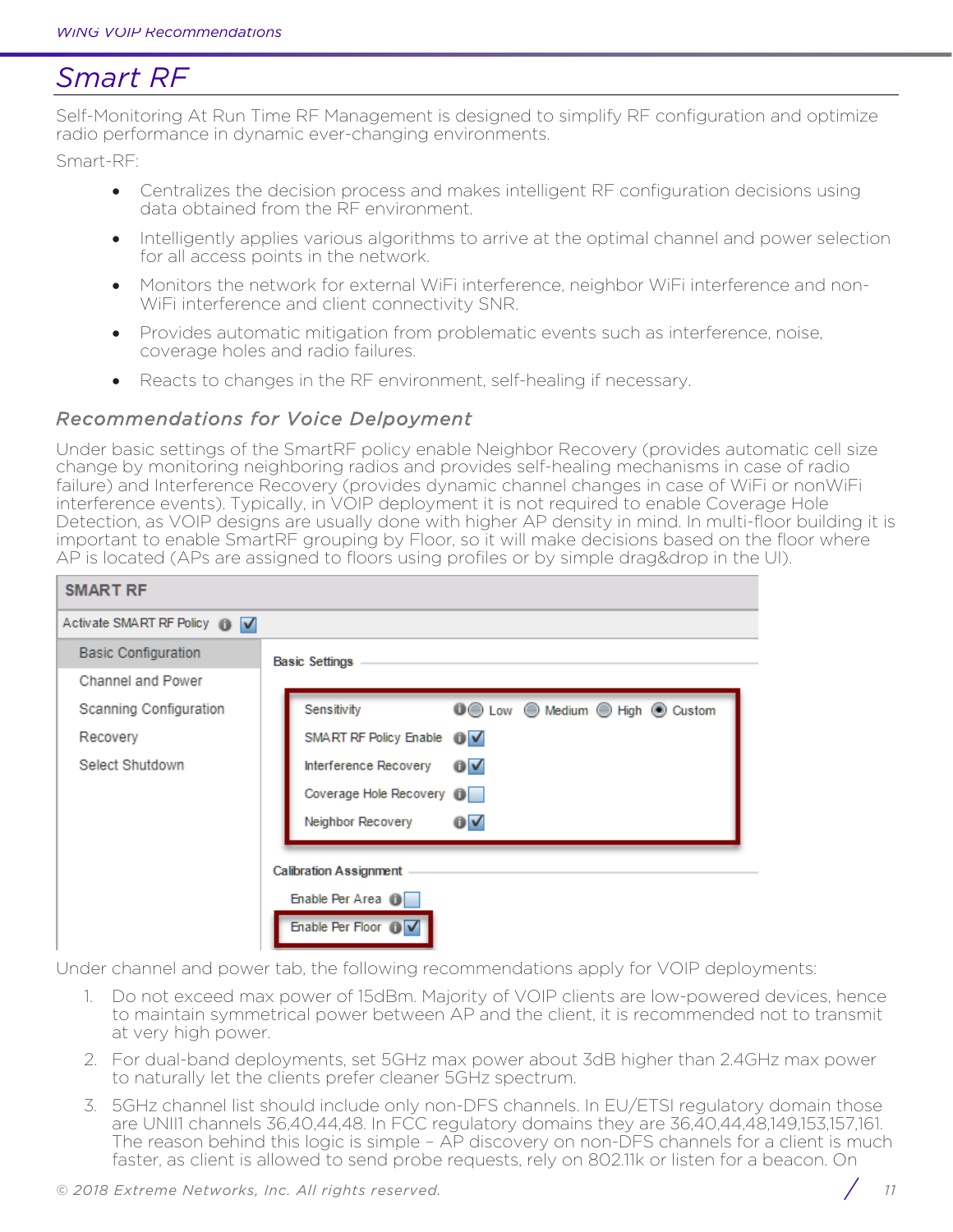## Smart RF

Self-Monitoring At Run Time RF Management is designed to simplify RF configuration and optimize radio performance in dynamic ever-changing environments.

Smart-RF:

- Centralizes the decision process and makes intelligent RF configuration decisions using data obtained from the RF environment.
- Intelligently applies various algorithms to arrive at the optimal channel and power selection for all access points in the network.
- Monitors the network for external WiFi interference, neighbor WiFi interference and non-WiFi interference and client connectivity SNR.
- Provides automatic mitigation from problematic events such as interference, noise, coverage holes and radio failures.
- Reacts to changes in the RF environment, self-healing if necessary.

### Recommendations for Voice Delpoyment

Under basic settings of the SmartRF policy enable Neighbor Recovery (provides automatic cell size change by monitoring neighboring radios and provides self-healing mechanisms in case of radio failure) and Interference Recovery (provides dynamic channel changes in case of WiFi or nonWiFi interference events). Typically, in VOIP deployment it is not required to enable Coverage Hole Detection, as VOIP designs are usually done with higher AP density in mind. In multi-floor building it is important to enable SmartRF grouping by Floor, so it will make decisions based on the floor where AP is located (APs are assigned to floors using profiles or by simple drag&drop in the UI).

Under channel and power tab, the following recommendations apply for VOIP deployments:

1. Do not exceed max power of 15dBm. Majority of VOIP clients are low-powered devices, hence to maintain symmetrical power between AP and the client, it is recommended not to transmit at very high power.
2. For dual-band deployments, set 5GHz max power about 3dB higher than 2.4GHz max power to naturally let the clients prefer cleaner 5GHz spectrum.
3. 5GHz channel list should include only non-DFS channels. In EU/ETSI regulatory domain those are UNII1 channels 36,40,44,48. In FCC regulatory domains they are 36,40,44,48,149,153,157,161. The reason behind this logic is simple – AP discovery on non-DFS channels for a client is much faster, as client is allowed to send probe requests, rely on 802.11k or listen for a beacon. On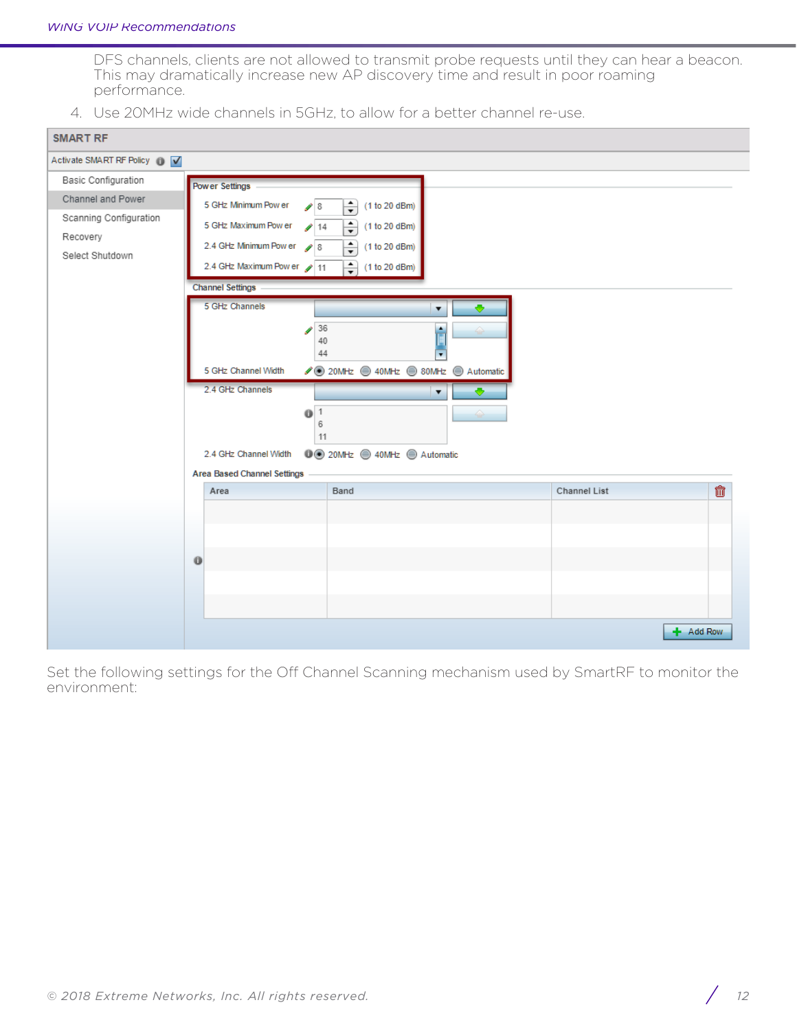DFS channels, clients are not allowed to transmit probe requests until they can hear a beacon. This may dramatically increase new AP discovery time and result in poor roaming performance.

4. Use 20MHz wide channels in 5GHz, to allow for a better channel re-use.

Set the following settings for the Off Channel Scanning mechanism used by SmartRF to monitor the environment: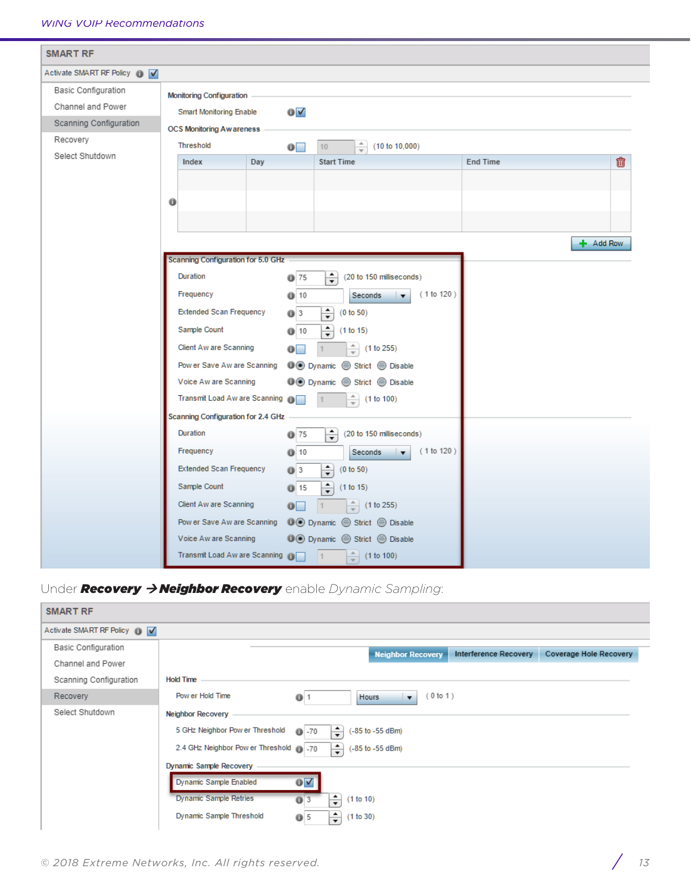SMART RF

Activate SMART RF Policy ☑

- Basic Configuration
- Channel and Power
- Scanning Configuration
- Recovery
- Select Shutdown

Monitoring Configuration

Smart Monitoring Enable ☑

OCS Monitoring Awareness

Threshold ☐ 10 (10 to 10,000)

| Index | Day | Start Time | End Time |
|---|---|---|---|
| | | | |

Add Row

Scanning Configuration for 5.0 GHz

| Setting | Value | Range |
|---|---|---|
| Duration | 75 | (20 to 150 milliseconds) |
| Frequency | 10 Seconds | ( 1 to 120 ) |
| Extended Scan Frequency | 3 | (0 to 50) |
| Sample Count | 10 | (1 to 15) |
| Client Aware Scanning | ☐ 1 | (1 to 255) |
| Power Save Aware Scanning | ◉ Dynamic ○ Strict ○ Disable | |
| Voice Aware Scanning | ◉ Dynamic ○ Strict ○ Disable | |
| Transmit Load Aware Scanning | ☐ 1 | (1 to 100) |

Scanning Configuration for 2.4 GHz

| Setting | Value | Range |
|---|---|---|
| Duration | 75 | (20 to 150 milliseconds) |
| Frequency | 10 Seconds | ( 1 to 120 ) |
| Extended Scan Frequency | 3 | (0 to 50) |
| Sample Count | 15 | (1 to 15) |
| Client Aware Scanning | ☐ 1 | (1 to 255) |
| Power Save Aware Scanning | ◉ Dynamic ○ Strict ○ Disable | |
| Voice Aware Scanning | ◉ Dynamic ○ Strict ○ Disable | |
| Transmit Load Aware Scanning | ☐ 1 | (1 to 100) |

Under ***Recovery → Neighbor Recovery*** enable *Dynamic Sampling*:

SMART RF

Activate SMART RF Policy ☑

- Basic Configuration
- Channel and Power
- Scanning Configuration
- Recovery
- Select Shutdown

Neighbor Recovery | Interference Recovery | Coverage Hole Recovery

Hold Time

| Setting | Value | Range |
|---|---|---|
| Power Hold Time | 1 Hours | ( 0 to 1 ) |

Neighbor Recovery

| Setting | Value | Range |
|---|---|---|
| 5 GHz Neighbor Power Threshold | -70 | (-85 to -55 dBm) |
| 2.4 GHz Neighbor Power Threshold | -70 | (-85 to -55 dBm) |

Dynamic Sample Recovery

| Setting | Value | Range |
|---|---|---|
| Dynamic Sample Enabled | ☑ | |
| Dynamic Sample Retries | 3 | (1 to 10) |
| Dynamic Sample Threshold | 5 | (1 to 30) |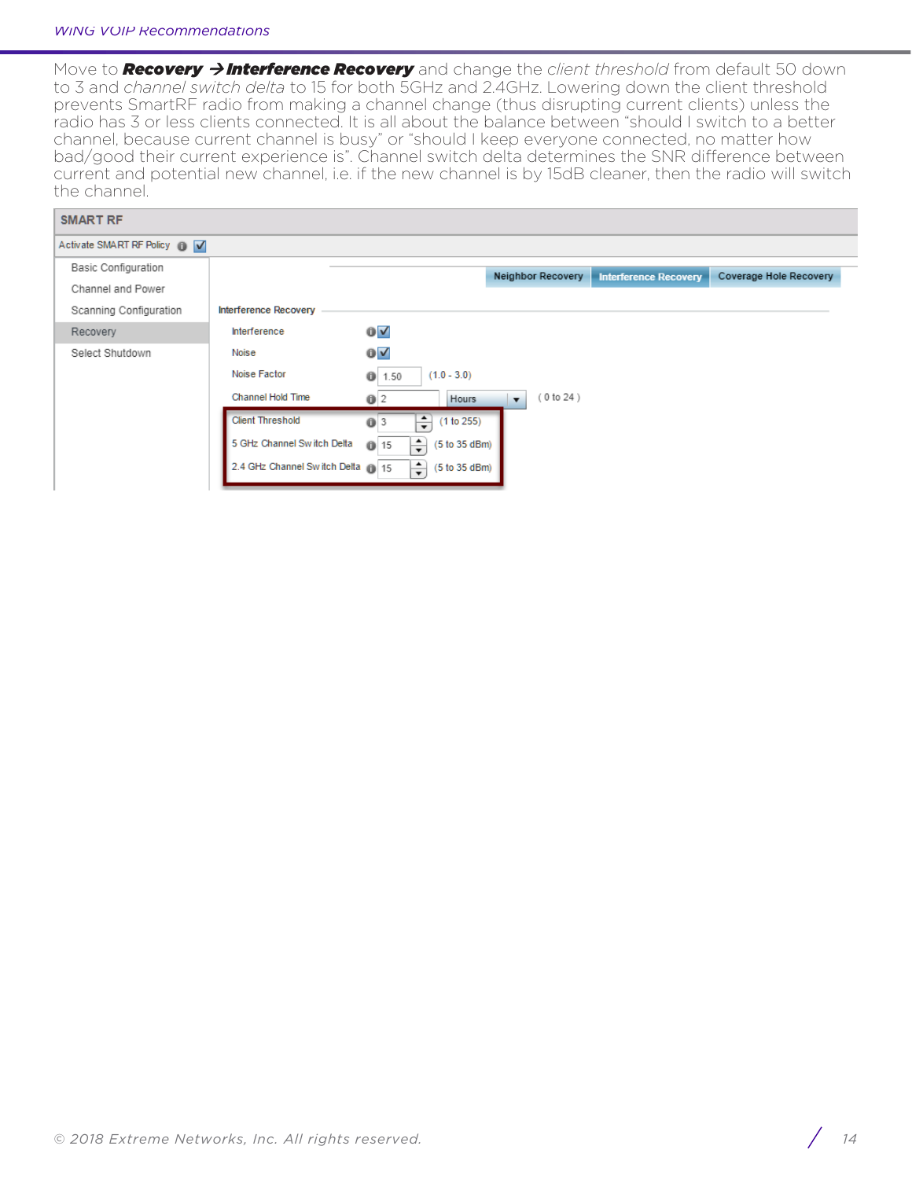Move to ***Recovery → Interference Recovery*** and change the *client threshold* from default 50 down to 3 and *channel switch delta* to 15 for both 5GHz and 2.4GHz. Lowering down the client threshold prevents SmartRF radio from making a channel change (thus disrupting current clients) unless the radio has 3 or less clients connected. It is all about the balance between "should I switch to a better channel, because current channel is busy" or "should I keep everyone connected, no matter how bad/good their current experience is". Channel switch delta determines the SNR difference between current and potential new channel, i.e. if the new channel is by 15dB cleaner, then the radio will switch the channel.

**SMART RF**

Activate SMART RF Policy ☑

- Basic Configuration
- Channel and Power
- Scanning Configuration
- Recovery
- Select Shutdown

Neighbor Recovery | Interference Recovery | Coverage Hole Recovery

**Interference Recovery**

| Setting | Value | Range |
| --- | --- | --- |
| Interference | ☑ | |
| Noise | ☑ | |
| Noise Factor | 1.50 | (1.0 - 3.0) |
| Channel Hold Time | 2 Hours | ( 0 to 24 ) |
| Client Threshold | 3 | (1 to 255) |
| 5 GHz Channel Switch Delta | 15 | (5 to 35 dBm) |
| 2.4 GHz Channel Switch Delta | 15 | (5 to 35 dBm) |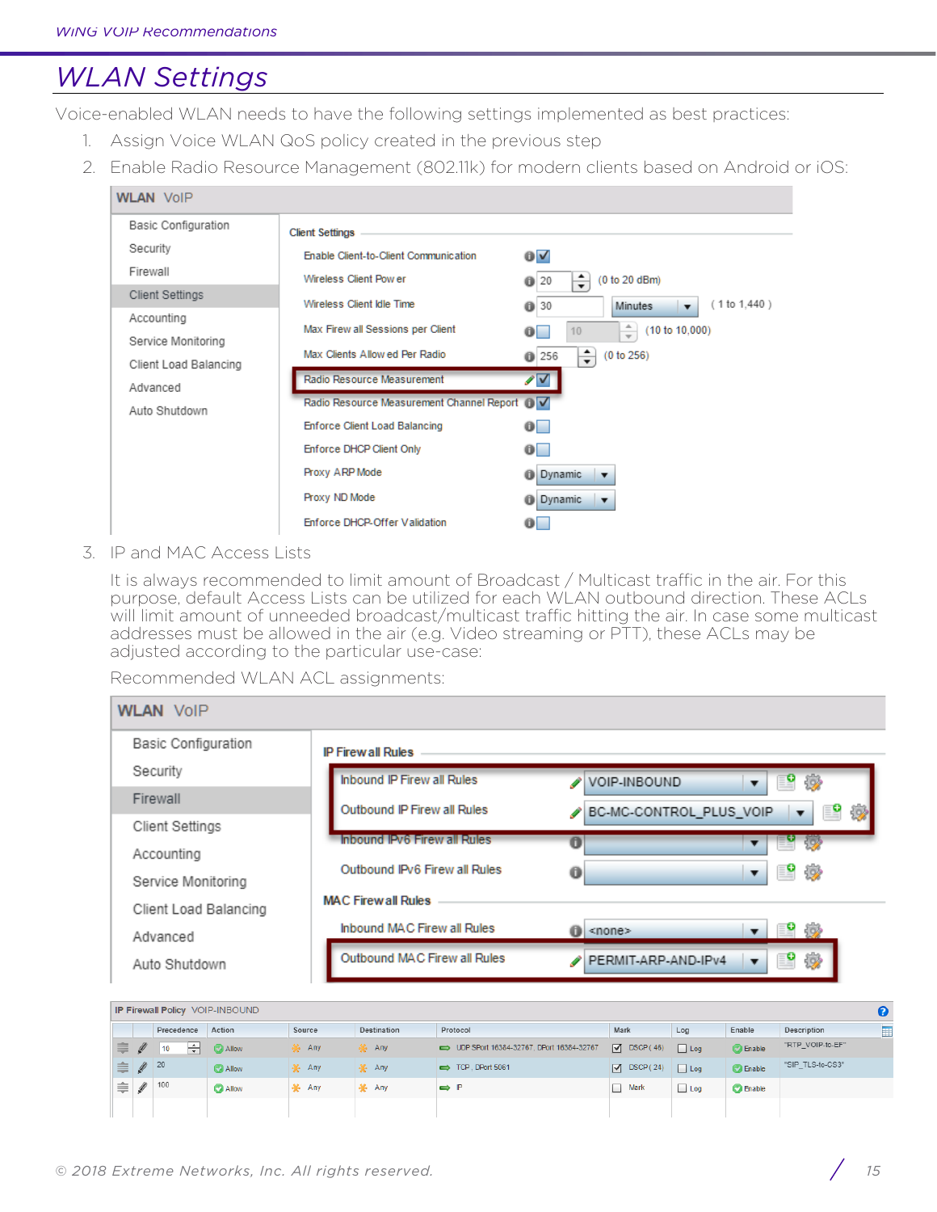# WLAN Settings

Voice-enabled WLAN needs to have the following settings implemented as best practices:

1. Assign Voice WLAN QoS policy created in the previous step
2. Enable Radio Resource Management (802.11k) for modern clients based on Android or iOS:

**WLAN** VoIP

- Basic Configuration
- Security
- Firewall
- Client Settings
- Accounting
- Service Monitoring
- Client Load Balancing
- Advanced
- Auto Shutdown

Client Settings

| Setting | Value | Range |
|---|---|---|
| Enable Client-to-Client Communication | ☑ | |
| Wireless Client Power | 20 | (0 to 20 dBm) |
| Wireless Client Idle Time | 30 Minutes | ( 1 to 1,440 ) |
| Max Firewall Sessions per Client | ☐ 10 | (10 to 10,000) |
| Max Clients Allowed Per Radio | 256 | (0 to 256) |
| Radio Resource Measurement | ☑ | |
| Radio Resource Measurement Channel Report | ☑ | |
| Enforce Client Load Balancing | ☐ | |
| Enforce DHCP Client Only | ☐ | |
| Proxy ARP Mode | Dynamic | |
| Proxy ND Mode | Dynamic | |
| Enforce DHCP-Offer Validation | ☐ | |

3. IP and MAC Access Lists

   It is always recommended to limit amount of Broadcast / Multicast traffic in the air. For this purpose, default Access Lists can be utilized for each WLAN outbound direction. These ACLs will limit amount of unneeded broadcast/multicast traffic hitting the air. In case some multicast addresses must be allowed in the air (e.g. Video streaming or PTT), these ACLs may be adjusted according to the particular use-case:

   Recommended WLAN ACL assignments:

**WLAN** VoIP

- Basic Configuration
- Security
- Firewall
- Client Settings
- Accounting
- Service Monitoring
- Client Load Balancing
- Advanced
- Auto Shutdown

IP Firewall Rules

| Rule | Value |
|---|---|
| Inbound IP Firewall Rules | VOIP-INBOUND |
| Outbound IP Firewall Rules | BC-MC-CONTROL_PLUS_VOIP |
| Inbound IPv6 Firewall Rules | |
| Outbound IPv6 Firewall Rules | |

MAC Firewall Rules

| Rule | Value |
|---|---|
| Inbound MAC Firewall Rules | <none> |
| Outbound MAC Firewall Rules | PERMIT-ARP-AND-IPv4 |

IP Firewall Policy VOIP-INBOUND

| Precedence | Action | Source | Destination | Protocol | Mark | Log | Enable | Description |
|---|---|---|---|---|---|---|---|---|
| 10 | Allow | Any | Any | UDP SPort 16384-32767, DPort 16384-32767 | ☑ DSCP ( 46 ) | ☐ Log | Enable | "RTP_VOIP-to-EF" |
| 20 | Allow | Any | Any | TCP, DPort 5061 | ☑ DSCP ( 24 ) | ☐ Log | Enable | "SIP_TLS-to-CS3" |
| 100 | Allow | Any | Any | IP | ☐ Mark | ☐ Log | Enable | |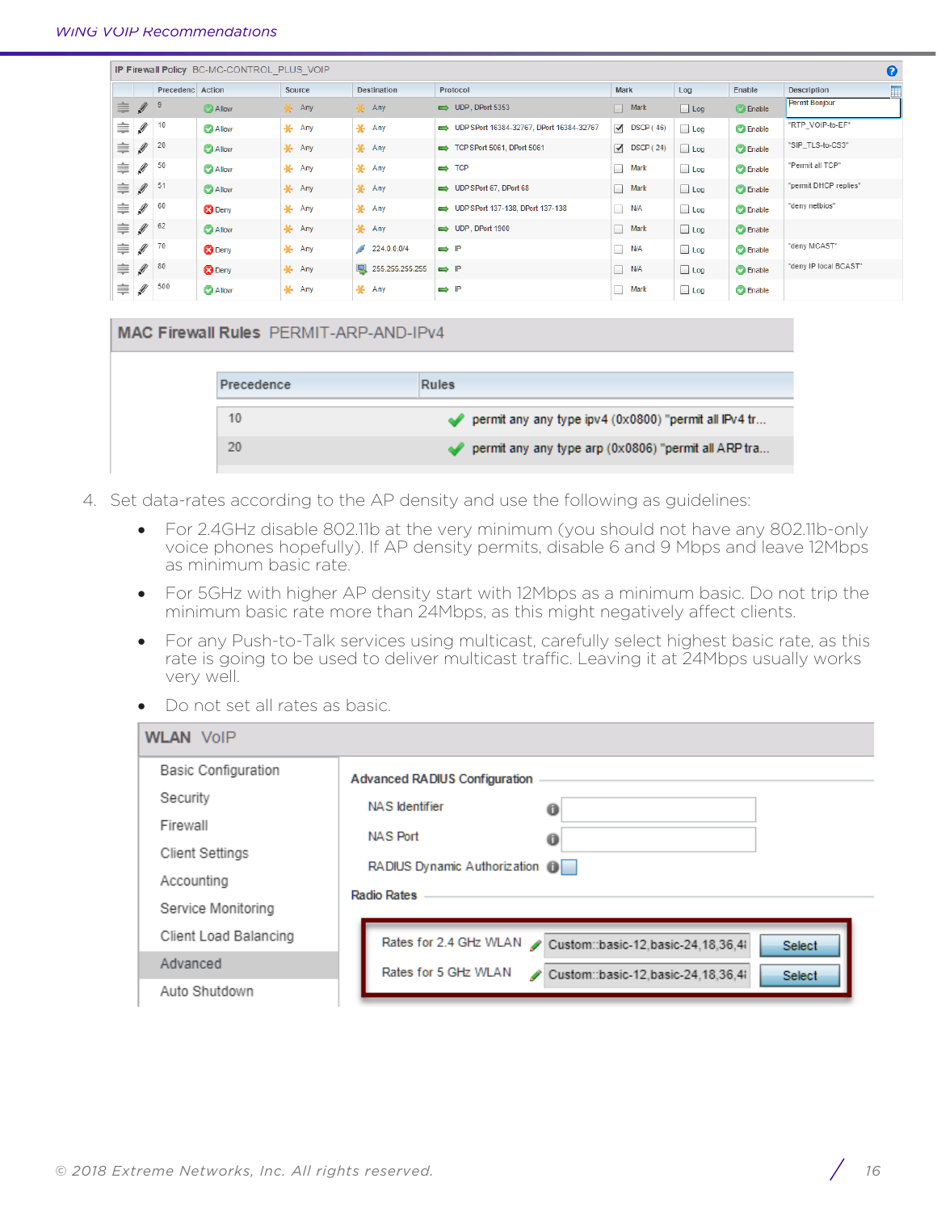**IP Firewall Policy** BC-MC-CONTROL_PLUS_VOIP

| Precedence | Action | Source | Destination | Protocol | Mark | Log | Enable | Description |
|---|---|---|---|---|---|---|---|---|
| 9 | Allow | Any | Any | UDP, DPort 5353 | Mark | Log | Enable | Permit Bonjour |
| 10 | Allow | Any | Any | UDP SPort 16384-32767, DPort 16384-32767 | DSCP ( 46) | Log | Enable | "RTP_VOIP-to-EF" |
| 20 | Allow | Any | Any | TCP SPort 5061, DPort 5061 | DSCP ( 24) | Log | Enable | "SIP_TLS-to-CS3" |
| 50 | Allow | Any | Any | TCP | Mark | Log | Enable | "Permit all TCP" |
| 51 | Allow | Any | Any | UDP SPort 67, DPort 68 | Mark | Log | Enable | "permit DHCP replies" |
| 60 | Deny | Any | Any | UDP SPort 137-138, DPort 137-138 | N/A | Log | Enable | "deny netbios" |
| 62 | Allow | Any | Any | UDP, DPort 1900 | Mark | Log | Enable | |
| 70 | Deny | Any | 224.0.0.0/4 | IP | N/A | Log | Enable | "deny MCAST" |
| 80 | Deny | Any | 255.255.255.255 | IP | N/A | Log | Enable | "deny IP local BCAST" |
| 500 | Allow | Any | Any | IP | Mark | Log | Enable | |

**MAC Firewall Rules** PERMIT-ARP-AND-IPv4

| Precedence | Rules |
|---|---|
| 10 | permit any any type ipv4 (0x0800) "permit all IPv4 tr... |
| 20 | permit any any type arp (0x0806) "permit all ARP tra... |

4. Set data-rates according to the AP density and use the following as guidelines:
   - For 2.4GHz disable 802.11b at the very minimum (you should not have any 802.11b-only voice phones hopefully). If AP density permits, disable 6 and 9 Mbps and leave 12Mbps as minimum basic rate.
   - For 5GHz with higher AP density start with 12Mbps as a minimum basic. Do not trip the minimum basic rate more than 24Mbps, as this might negatively affect clients.
   - For any Push-to-Talk services using multicast, carefully select highest basic rate, as this rate is going to be used to deliver multicast traffic. Leaving it at 24Mbps usually works very well.
   - Do not set all rates as basic.

**WLAN** VoIP

- Basic Configuration
- Security
- Firewall
- Client Settings
- Accounting
- Service Monitoring
- Client Load Balancing
- Advanced
- Auto Shutdown

Advanced RADIUS Configuration

- NAS Identifier
- NAS Port
- RADIUS Dynamic Authorization

Radio Rates

- Rates for 2.4 GHz WLAN: Custom::basic-12,basic-24,18,36,4i — Select
- Rates for 5 GHz WLAN: Custom::basic-12,basic-24,18,36,4i — Select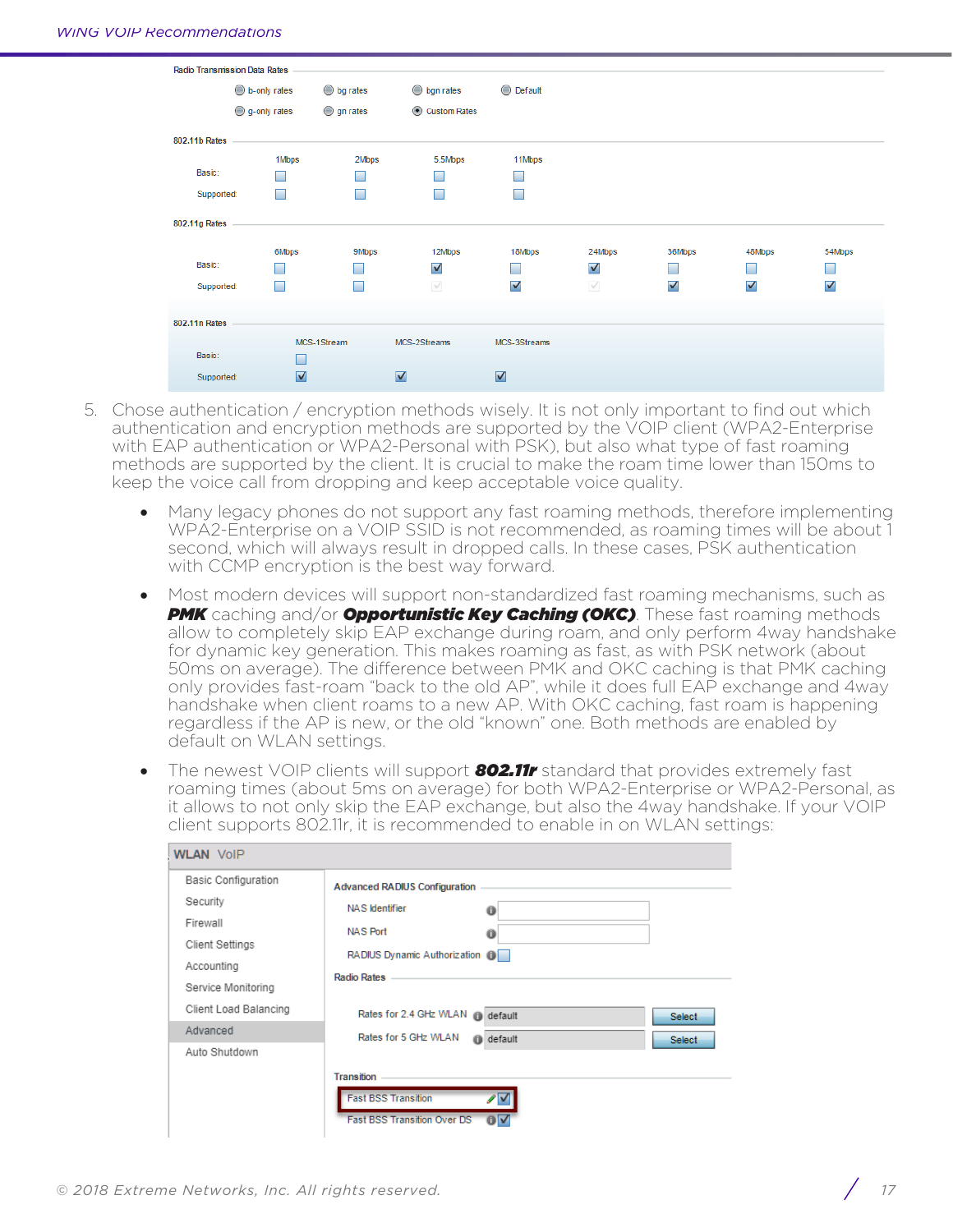5. Chose authentication / encryption methods wisely. It is not only important to find out which authentication and encryption methods are supported by the VOIP client (WPA2-Enterprise with EAP authentication or WPA2-Personal with PSK), but also what type of fast roaming methods are supported by the client. It is crucial to make the roam time lower than 150ms to keep the voice call from dropping and keep acceptable voice quality.

   - Many legacy phones do not support any fast roaming methods, therefore implementing WPA2-Enterprise on a VOIP SSID is not recommended, as roaming times will be about 1 second, which will always result in dropped calls. In these cases, PSK authentication with CCMP encryption is the best way forward.
   - Most modern devices will support non-standardized fast roaming mechanisms, such as ***PMK*** caching and/or ***Opportunistic Key Caching (OKC)***. These fast roaming methods allow to completely skip EAP exchange during roam, and only perform 4way handshake for dynamic key generation. This makes roaming as fast, as with PSK network (about 50ms on average). The difference between PMK and OKC caching is that PMK caching only provides fast-roam "back to the old AP", while it does full EAP exchange and 4way handshake when client roams to a new AP. With OKC caching, fast roam is happening regardless if the AP is new, or the old "known" one. Both methods are enabled by default on WLAN settings.
   - The newest VOIP clients will support ***802.11r*** standard that provides extremely fast roaming times (about 5ms on average) for both WPA2-Enterprise or WPA2-Personal, as it allows to not only skip the EAP exchange, but also the 4way handshake. If your VOIP client supports 802.11r, it is recommended to enable in on WLAN settings: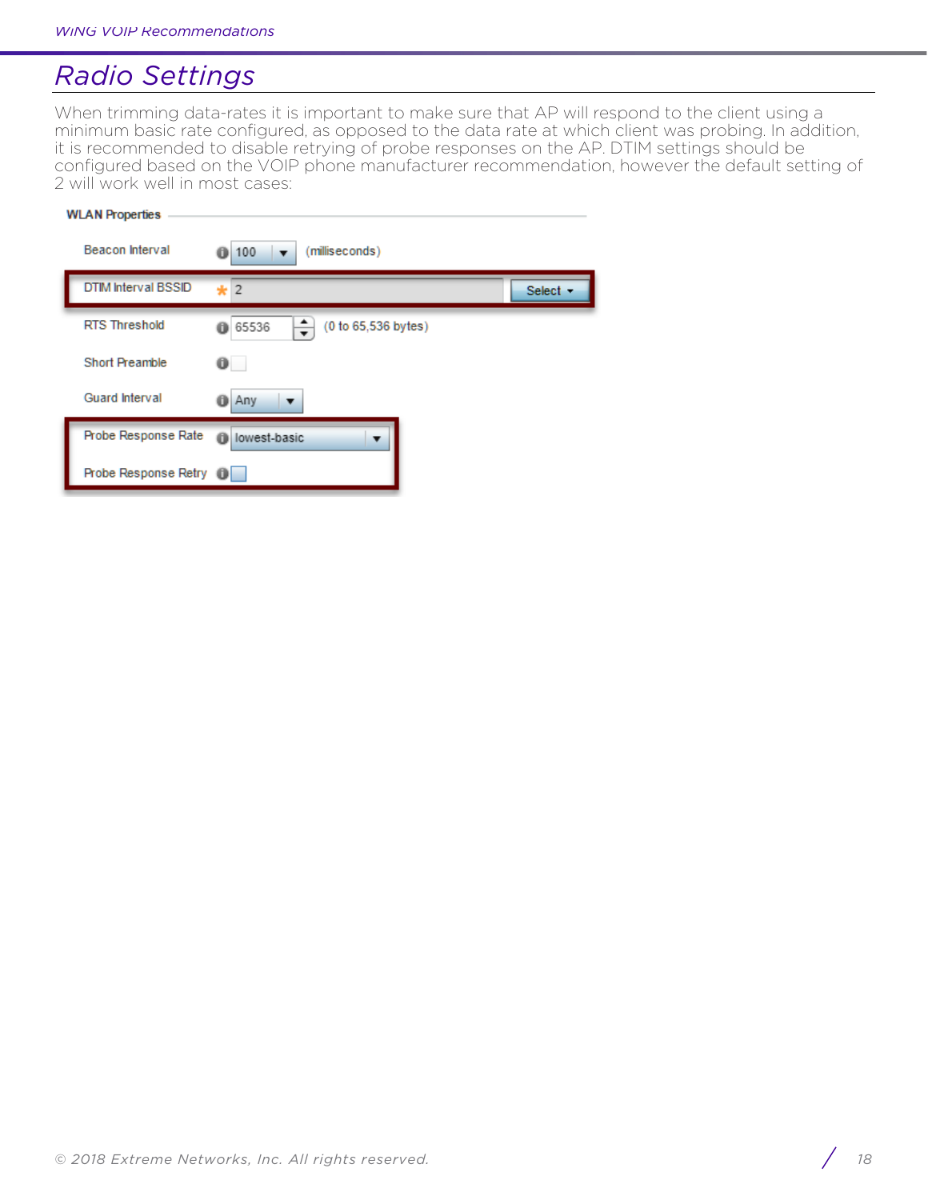# Radio Settings

When trimming data-rates it is important to make sure that AP will respond to the client using a minimum basic rate configured, as opposed to the data rate at which client was probing. In addition, it is recommended to disable retrying of probe responses on the AP. DTIM settings should be configured based on the VOIP phone manufacturer recommendation, however the default setting of 2 will work well in most cases:

**WLAN Properties**

| Setting | Value |
|---|---|
| Beacon Interval | 100 (milliseconds) |
| DTIM Interval BSSID | 2 |
| RTS Threshold | 65536 (0 to 65,536 bytes) |
| Short Preamble | ☐ |
| Guard Interval | Any |
| Probe Response Rate | lowest-basic |
| Probe Response Retry | ☐ |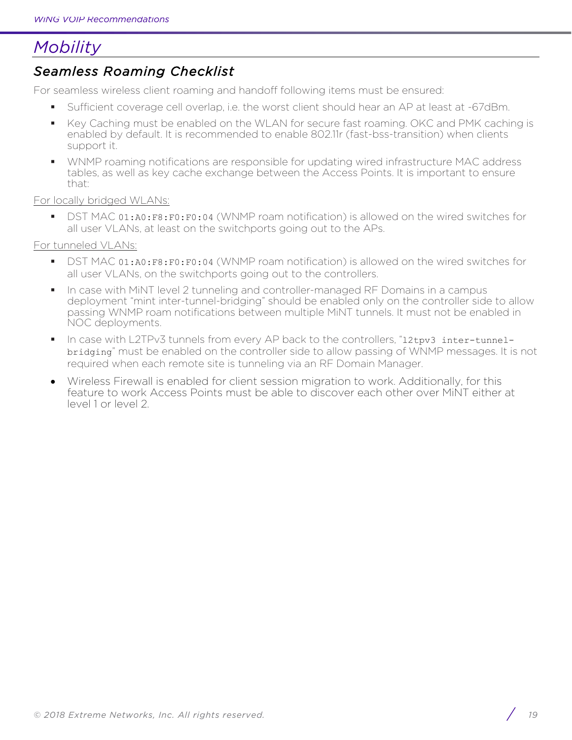# *Mobility*

## *Seamless Roaming Checklist*

For seamless wireless client roaming and handoff following items must be ensured:

- Sufficient coverage cell overlap, i.e. the worst client should hear an AP at least at -67dBm.
- Key Caching must be enabled on the WLAN for secure fast roaming. OKC and PMK caching is enabled by default. It is recommended to enable 802.11r (fast-bss-transition) when clients support it.
- WNMP roaming notifications are responsible for updating wired infrastructure MAC address tables, as well as key cache exchange between the Access Points. It is important to ensure that:

<u>For locally bridged WLANs:</u>

- DST MAC `01:A0:F8:F0:F0:04` (WNMP roam notification) is allowed on the wired switches for all user VLANs, at least on the switchports going out to the APs.

<u>For tunneled VLANs:</u>

- DST MAC `01:A0:F8:F0:F0:04` (WNMP roam notification) is allowed on the wired switches for all user VLANs, on the switchports going out to the controllers.
- In case with MiNT level 2 tunneling and controller-managed RF Domains in a campus deployment "mint inter-tunnel-bridging" should be enabled only on the controller side to allow passing WNMP roam notifications between multiple MiNT tunnels. It must not be enabled in NOC deployments.
- In case with L2TPv3 tunnels from every AP back to the controllers, "`l2tpv3 inter-tunnel-bridging`" must be enabled on the controller side to allow passing of WNMP messages. It is not required when each remote site is tunneling via an RF Domain Manager.

- Wireless Firewall is enabled for client session migration to work. Additionally, for this feature to work Access Points must be able to discover each other over MiNT either at level 1 or level 2.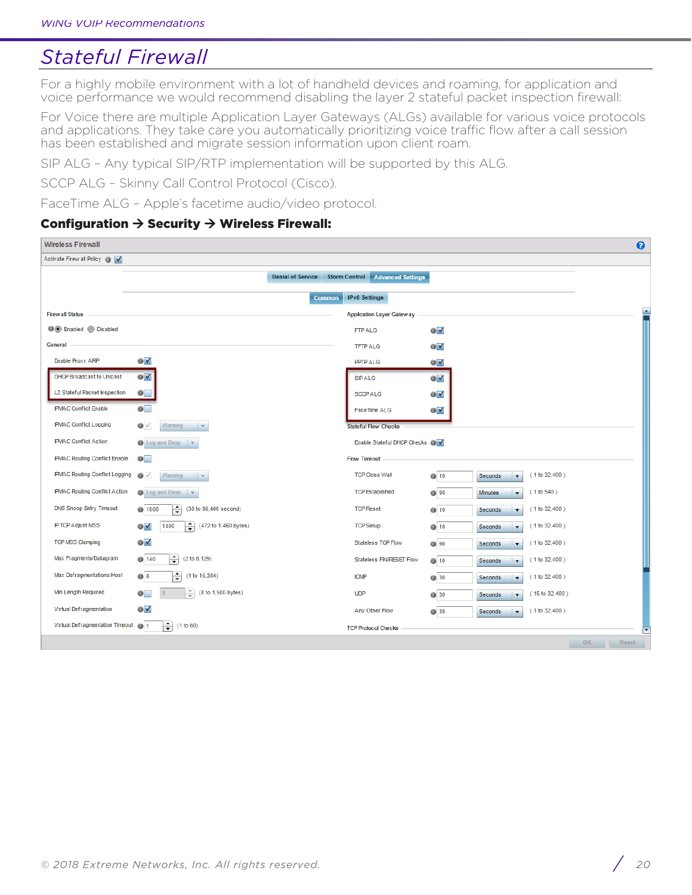# Stateful Firewall

For a highly mobile environment with a lot of handheld devices and roaming, for application and voice performance we would recommend disabling the layer 2 stateful packet inspection firewall:

For Voice there are multiple Application Layer Gateways (ALGs) available for various voice protocols and applications. They take care you automatically prioritizing voice traffic flow after a call session has been established and migrate session information upon client roam.

SIP ALG – Any typical SIP/RTP implementation will be supported by this ALG.

SCCP ALG – Skinny Call Control Protocol (Cisco).

FaceTime ALG – Apple's facetime audio/video protocol.

**Configuration → Security → Wireless Firewall:**